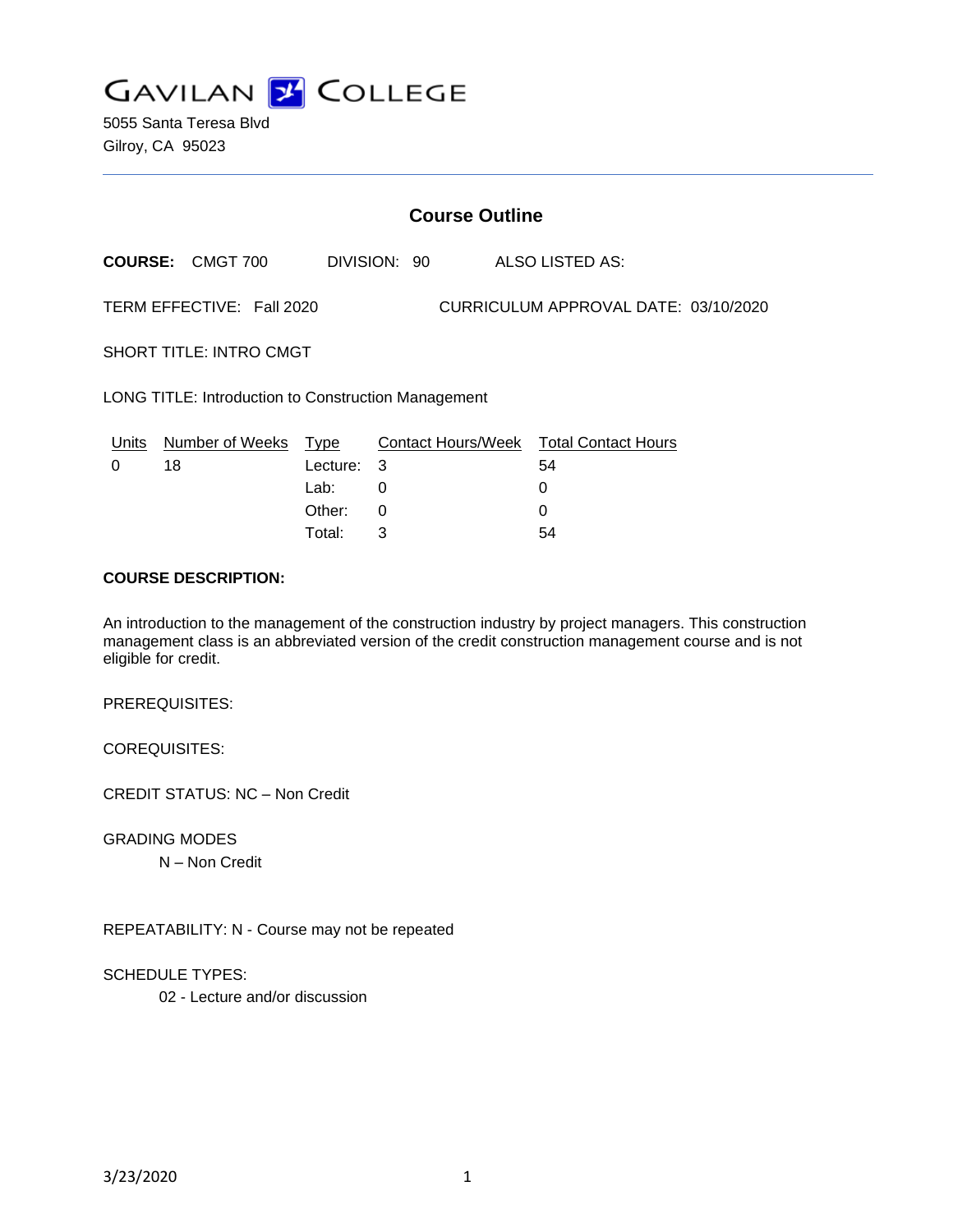# GAVILAN COLLEGE

5055 Santa Teresa Blvd
Gilroy, CA 95023

## Course Outline

**COURSE:** CMGT 700 DIVISION: 90 ALSO LISTED AS:

TERM EFFECTIVE: Fall 2020 CURRICULUM APPROVAL DATE: 03/10/2020

SHORT TITLE: INTRO CMGT

LONG TITLE: Introduction to Construction Management

| Units | Number of Weeks | Type | Contact Hours/Week | Total Contact Hours |
|---|---|---|---|---|
| 0 | 18 | Lecture: | 3 | 54 |
| | | Lab: | 0 | 0 |
| | | Other: | 0 | 0 |
| | | Total: | 3 | 54 |

**COURSE DESCRIPTION:**

An introduction to the management of the construction industry by project managers. This construction management class is an abbreviated version of the credit construction management course and is not eligible for credit.

PREREQUISITES:

COREQUISITES:

CREDIT STATUS: NC – Non Credit

GRADING MODES

N – Non Credit

REPEATABILITY: N - Course may not be repeated

SCHEDULE TYPES:

02 - Lecture and/or discussion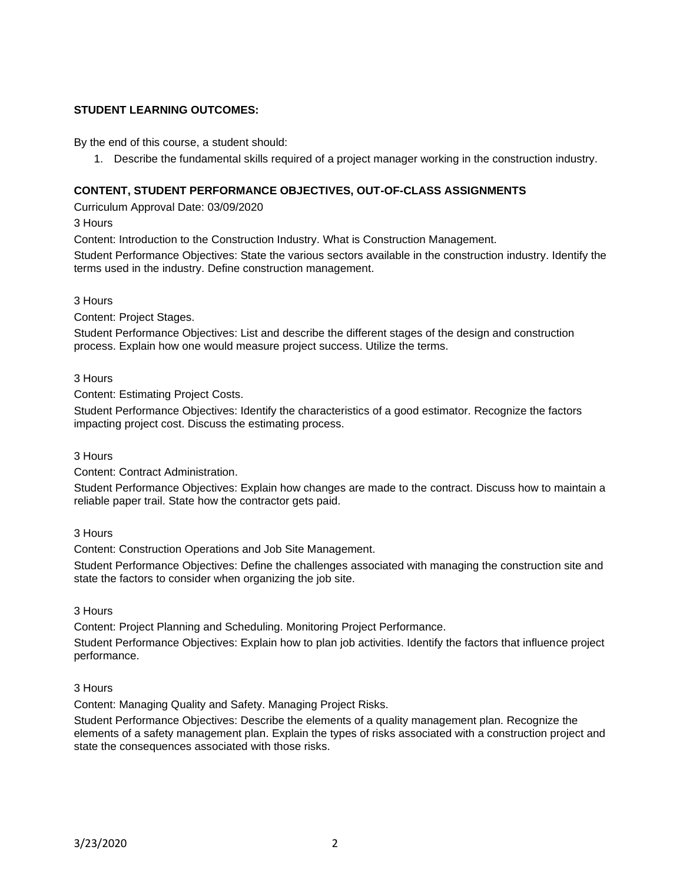**STUDENT LEARNING OUTCOMES:**

By the end of this course, a student should:

1. Describe the fundamental skills required of a project manager working in the construction industry.

**CONTENT, STUDENT PERFORMANCE OBJECTIVES, OUT-OF-CLASS ASSIGNMENTS**

Curriculum Approval Date: 03/09/2020

3 Hours

Content: Introduction to the Construction Industry. What is Construction Management.

Student Performance Objectives: State the various sectors available in the construction industry. Identify the terms used in the industry. Define construction management.

3 Hours

Content: Project Stages.

Student Performance Objectives: List and describe the different stages of the design and construction process. Explain how one would measure project success. Utilize the terms.

3 Hours

Content: Estimating Project Costs.

Student Performance Objectives: Identify the characteristics of a good estimator. Recognize the factors impacting project cost. Discuss the estimating process.

3 Hours

Content: Contract Administration.

Student Performance Objectives: Explain how changes are made to the contract. Discuss how to maintain a reliable paper trail. State how the contractor gets paid.

3 Hours

Content: Construction Operations and Job Site Management.

Student Performance Objectives: Define the challenges associated with managing the construction site and state the factors to consider when organizing the job site.

3 Hours

Content: Project Planning and Scheduling. Monitoring Project Performance.

Student Performance Objectives: Explain how to plan job activities. Identify the factors that influence project performance.

3 Hours

Content: Managing Quality and Safety. Managing Project Risks.

Student Performance Objectives: Describe the elements of a quality management plan. Recognize the elements of a safety management plan. Explain the types of risks associated with a construction project and state the consequences associated with those risks.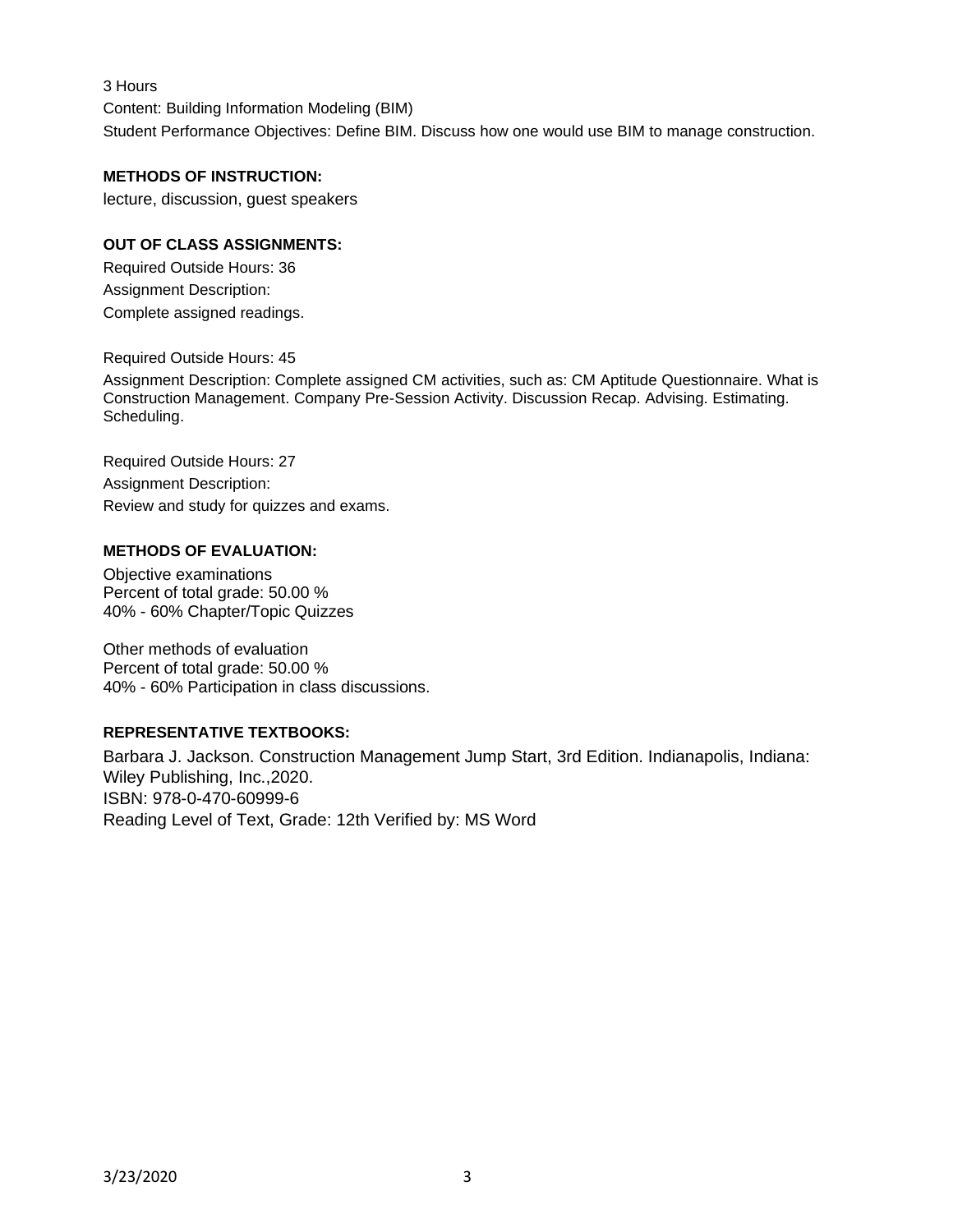3 Hours

Content: Building Information Modeling (BIM)

Student Performance Objectives: Define BIM. Discuss how one would use BIM to manage construction.

**METHODS OF INSTRUCTION:**

lecture, discussion, guest speakers

**OUT OF CLASS ASSIGNMENTS:**

Required Outside Hours: 36

Assignment Description:

Complete assigned readings.

Required Outside Hours: 45

Assignment Description: Complete assigned CM activities, such as: CM Aptitude Questionnaire. What is Construction Management. Company Pre-Session Activity. Discussion Recap. Advising. Estimating. Scheduling.

Required Outside Hours: 27

Assignment Description:

Review and study for quizzes and exams.

**METHODS OF EVALUATION:**

Objective examinations
Percent of total grade: 50.00 %
40% - 60% Chapter/Topic Quizzes

Other methods of evaluation
Percent of total grade: 50.00 %
40% - 60% Participation in class discussions.

**REPRESENTATIVE TEXTBOOKS:**

Barbara J. Jackson. Construction Management Jump Start, 3rd Edition. Indianapolis, Indiana: Wiley Publishing, Inc.,2020.
ISBN: 978-0-470-60999-6
Reading Level of Text, Grade: 12th Verified by: MS Word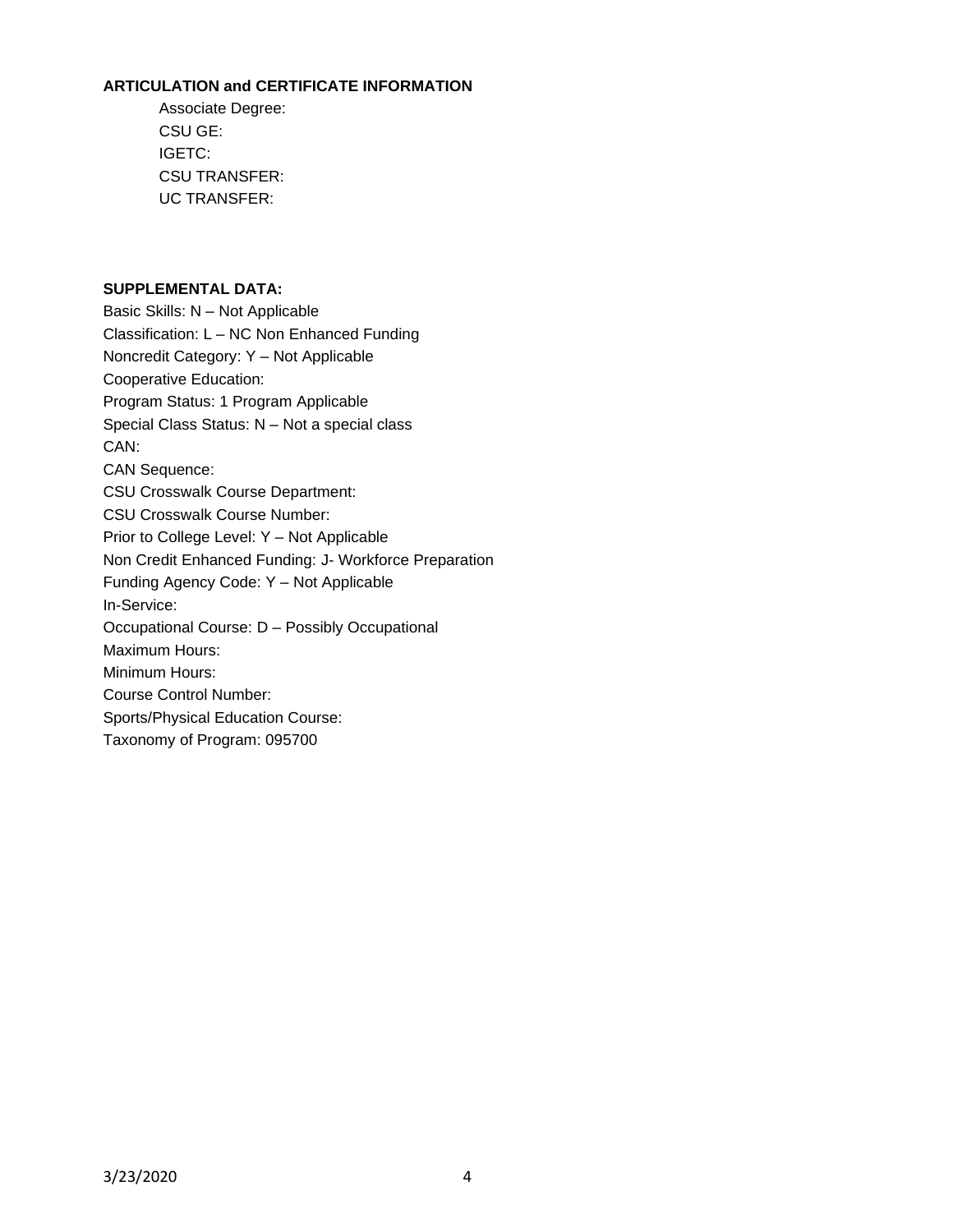**ARTICULATION and CERTIFICATE INFORMATION**

Associate Degree:
CSU GE:
IGETC:
CSU TRANSFER:
UC TRANSFER:

**SUPPLEMENTAL DATA:**

Basic Skills: N – Not Applicable
Classification: L – NC Non Enhanced Funding
Noncredit Category: Y – Not Applicable
Cooperative Education:
Program Status: 1 Program Applicable
Special Class Status: N – Not a special class
CAN:
CAN Sequence:
CSU Crosswalk Course Department:
CSU Crosswalk Course Number:
Prior to College Level: Y – Not Applicable
Non Credit Enhanced Funding: J- Workforce Preparation
Funding Agency Code: Y – Not Applicable
In-Service:
Occupational Course: D – Possibly Occupational
Maximum Hours:
Minimum Hours:
Course Control Number:
Sports/Physical Education Course:
Taxonomy of Program: 095700